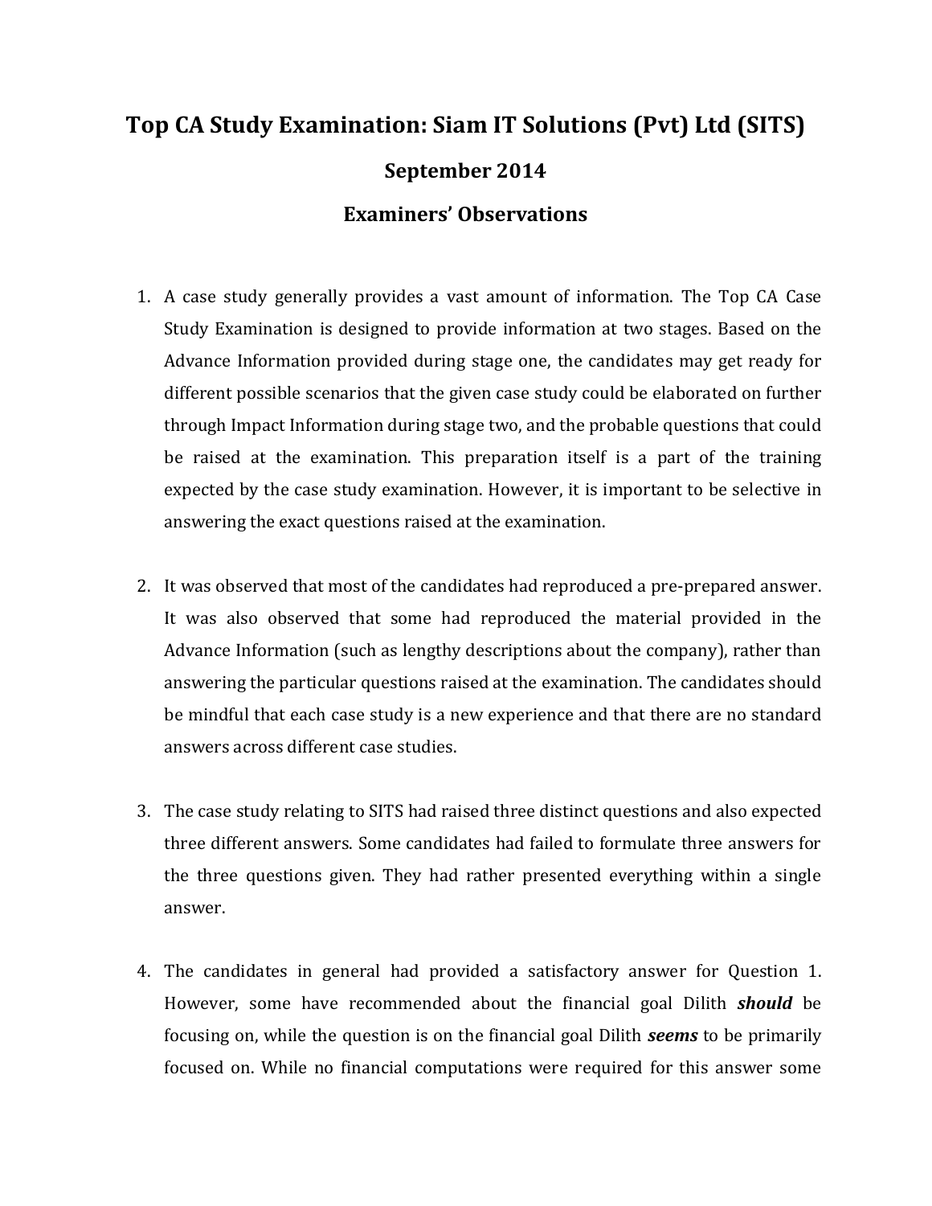# Top CA Study Examination: Siam IT Solutions (Pvt) Ltd (SITS)

## September 2014

## Examiners' Observations

1. A case study generally provides a vast amount of information. The Top CA Case Study Examination is designed to provide information at two stages. Based on the Advance Information provided during stage one, the candidates may get ready for different possible scenarios that the given case study could be elaborated on further through Impact Information during stage two, and the probable questions that could be raised at the examination. This preparation itself is a part of the training expected by the case study examination. However, it is important to be selective in answering the exact questions raised at the examination.

2. It was observed that most of the candidates had reproduced a pre-prepared answer. It was also observed that some had reproduced the material provided in the Advance Information (such as lengthy descriptions about the company), rather than answering the particular questions raised at the examination. The candidates should be mindful that each case study is a new experience and that there are no standard answers across different case studies.

3. The case study relating to SITS had raised three distinct questions and also expected three different answers. Some candidates had failed to formulate three answers for the three questions given. They had rather presented everything within a single answer.

4. The candidates in general had provided a satisfactory answer for Question 1. However, some have recommended about the financial goal Dilith ***should*** be focusing on, while the question is on the financial goal Dilith ***seems*** to be primarily focused on. While no financial computations were required for this answer some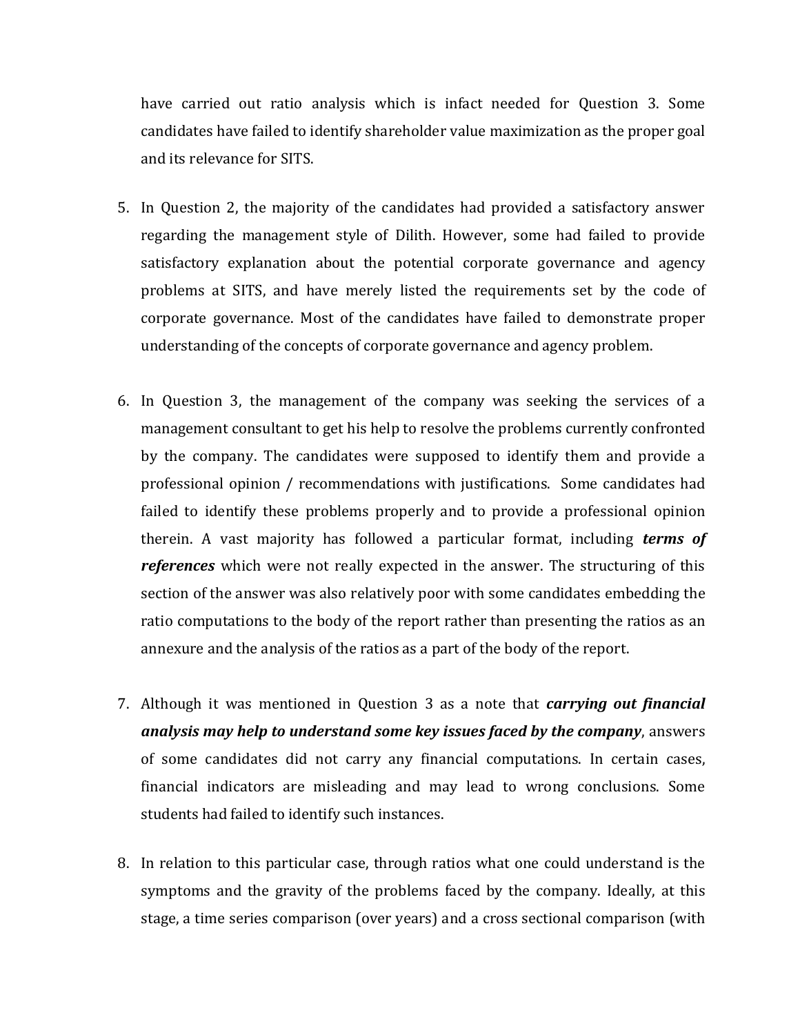have carried out ratio analysis which is infact needed for Question 3. Some candidates have failed to identify shareholder value maximization as the proper goal and its relevance for SITS.

5. In Question 2, the majority of the candidates had provided a satisfactory answer regarding the management style of Dilith. However, some had failed to provide satisfactory explanation about the potential corporate governance and agency problems at SITS, and have merely listed the requirements set by the code of corporate governance. Most of the candidates have failed to demonstrate proper understanding of the concepts of corporate governance and agency problem.

6. In Question 3, the management of the company was seeking the services of a management consultant to get his help to resolve the problems currently confronted by the company. The candidates were supposed to identify them and provide a professional opinion / recommendations with justifications. Some candidates had failed to identify these problems properly and to provide a professional opinion therein. A vast majority has followed a particular format, including ***terms of references*** which were not really expected in the answer. The structuring of this section of the answer was also relatively poor with some candidates embedding the ratio computations to the body of the report rather than presenting the ratios as an annexure and the analysis of the ratios as a part of the body of the report.

7. Although it was mentioned in Question 3 as a note that ***carrying out financial analysis may help to understand some key issues faced by the company***, answers of some candidates did not carry any financial computations. In certain cases, financial indicators are misleading and may lead to wrong conclusions. Some students had failed to identify such instances.

8. In relation to this particular case, through ratios what one could understand is the symptoms and the gravity of the problems faced by the company. Ideally, at this stage, a time series comparison (over years) and a cross sectional comparison (with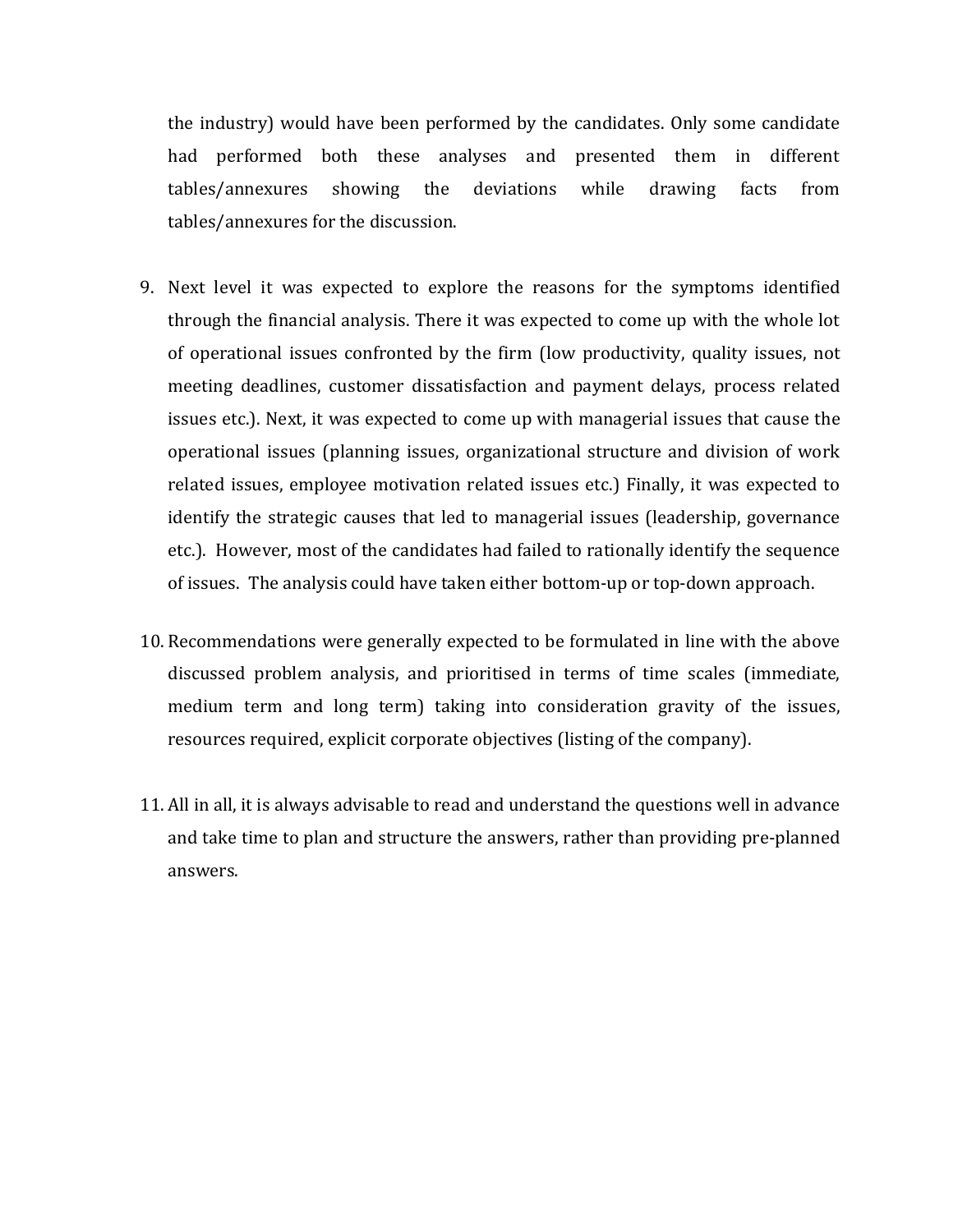the industry) would have been performed by the candidates. Only some candidate had performed both these analyses and presented them in different tables/annexures showing the deviations while drawing facts from tables/annexures for the discussion.

9. Next level it was expected to explore the reasons for the symptoms identified through the financial analysis. There it was expected to come up with the whole lot of operational issues confronted by the firm (low productivity, quality issues, not meeting deadlines, customer dissatisfaction and payment delays, process related issues etc.). Next, it was expected to come up with managerial issues that cause the operational issues (planning issues, organizational structure and division of work related issues, employee motivation related issues etc.) Finally, it was expected to identify the strategic causes that led to managerial issues (leadership, governance etc.). However, most of the candidates had failed to rationally identify the sequence of issues. The analysis could have taken either bottom-up or top-down approach.

10. Recommendations were generally expected to be formulated in line with the above discussed problem analysis, and prioritised in terms of time scales (immediate, medium term and long term) taking into consideration gravity of the issues, resources required, explicit corporate objectives (listing of the company).

11. All in all, it is always advisable to read and understand the questions well in advance and take time to plan and structure the answers, rather than providing pre-planned answers.